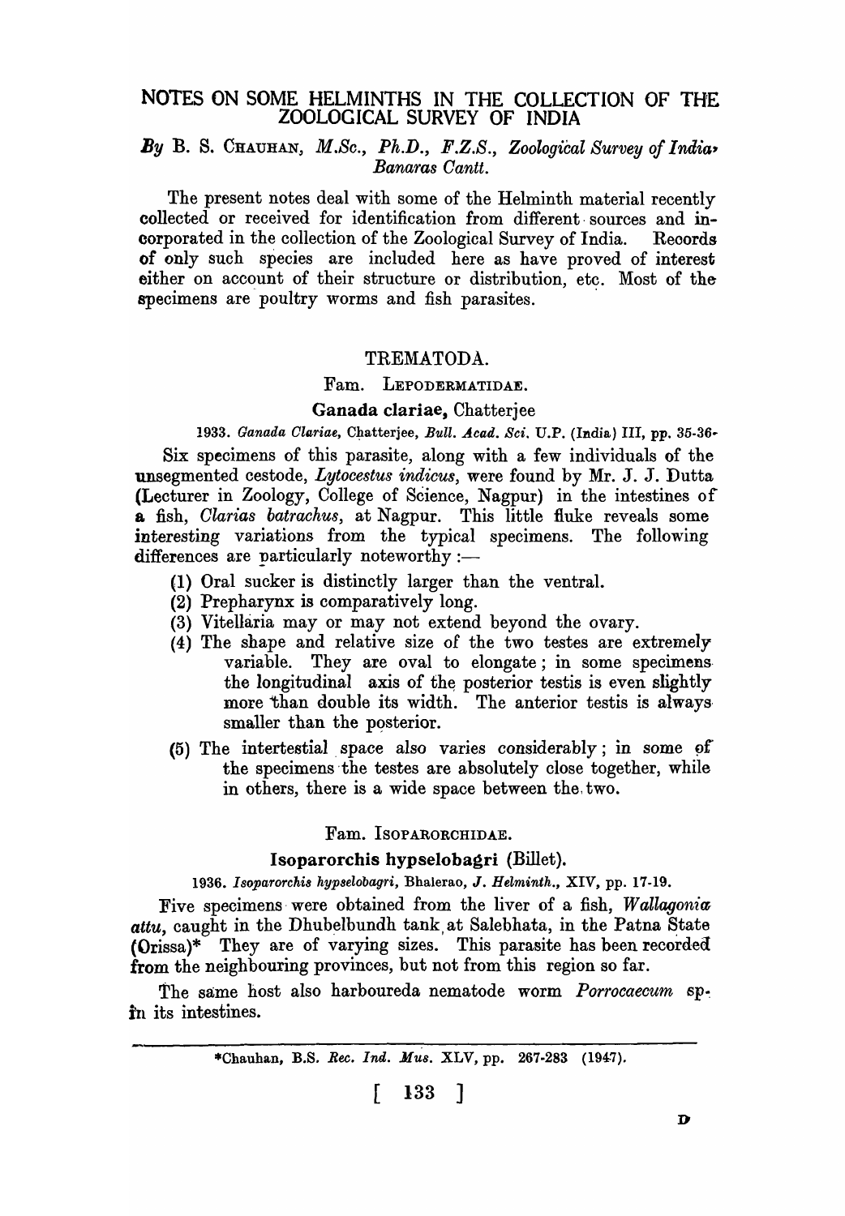# NOTES ON SOME HELMINTHS IN THE COLLECTION OF THE ZOOLOGICAL SURVEY OF INDIA

*By* B. S. CHAUHAN, *M.Sc., Ph.D., F.Z.S., Zoological Survey of India, Banaras Cantt.*

The present notes deal with some of the Helminth material recently collected or received for identification from different sources and incorporated in the collection of the Zoological Survey of India. Records of only such species are included here as have proved of interest either on account of their structure or distribution, etc. Most of the specimens are poultry worms and fish parasites.

## TREMATODA.

### Fam. LEPODERMATIDAE.

#### Ganada clariae, Chatterjee

1933. *Ganada Clariae*, Chatterjee, *Bull. Acad. Sci.* U.P. (India) III, pp. 35-36.

Six specimens of this parasite, along with a few individuals of the unsegmented cestode, *Lytocestus indicus*, were found by Mr. J. J. Dutta (Lecturer in Zoology, College of Science, Nagpur) in the intestines of a fish, *Clarias batrachus*, at Nagpur. This little fluke reveals some interesting variations from the typical specimens. The following differences are particularly noteworthy :—

(1) Oral sucker is distinctly larger than the ventral.

(2) Prepharynx is comparatively long.

(3) Vitellaria may or may not extend beyond the ovary.

(4) The shape and relative size of the two testes are extremely variable. They are oval to elongate; in some specimens the longitudinal axis of the posterior testis is even slightly more than double its width. The anterior testis is always smaller than the posterior.

(5) The intertestial space also varies considerably; in some of the specimens the testes are absolutely close together, while in others, there is a wide space between the two.

### Fam. ISOPARORCHIDAE.

#### Isoparorchis hypselobagri (Billet).

1936. *Isoparorchis hypselobagri*, Bhalerao, *J. Helminth.*, XIV, pp. 17-19.

Five specimens were obtained from the liver of a fish, *Wallagonia attu*, caught in the Dhubelbundh tank at Salebhata, in the Patna State (Orissa)* They are of varying sizes. This parasite has been recorded from the neighbouring provinces, but not from this region so far.

The same host also harboureda nematode worm *Porrocaecum* sp. in its intestines.

---

*Chauhan, B.S. *Rec. Ind. Mus.* XLV, pp. 267-283 (1947).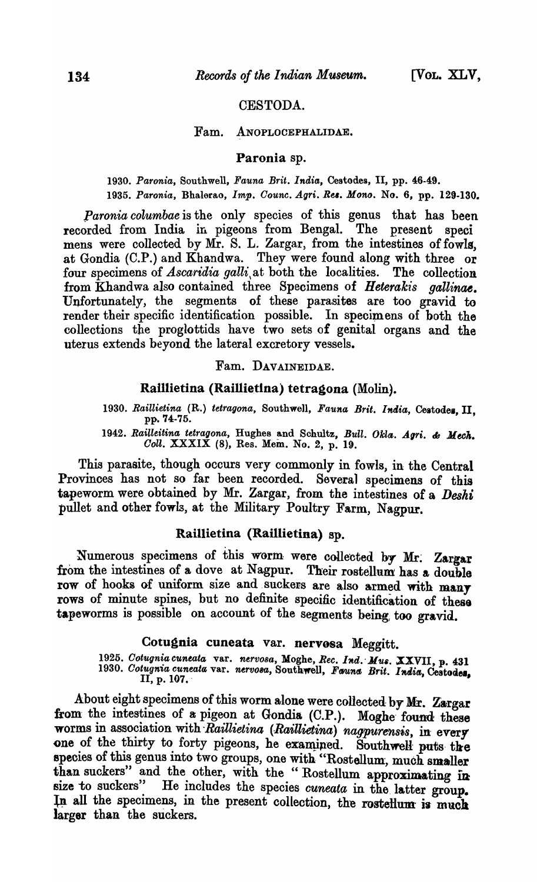## CESTODA.

### Fam. ANOPLOCEPHALIDAE.

#### Paronia sp.

1930. *Paronia*, Southwell, *Fauna Brit. India*, Cestodes, II, pp. 46-49.
1935. *Paronia*, Bhalerao, *Imp. Counc. Agri. Res. Mono.* No. 6, pp. 129-130.

*Paronia columbae* is the only species of this genus that has been recorded from India in pigeons from Bengal. The present specimens were collected by Mr. S. L. Zargar, from the intestines of fowls, at Gondia (C.P.) and Khandwa. They were found along with three or four specimens of *Ascaridia galli* at both the localities. The collection from Khandwa also contained three Specimens of *Heterakis gallinae*. Unfortunately, the segments of these parasites are too gravid to render their specific identification possible. In specimens of both the collections the proglottids have two sets of genital organs and the uterus extends beyond the lateral excretory vessels.

### Fam. DAVAINEIDAE.

#### Raillietina (Raillietina) tetragona (Molin).

1930. *Raillietina* (R.) *tetragona*, Southwell, *Fauna Brit. India*, Cestodes, II, pp. 74-75.
1942. *Railleitina tetragona*, Hughes and Schultz, *Bull. Okla. Agri. & Mech. Coll.* XXXIX (8), Res. Mem. No. 2, p. 19.

This parasite, though occurs very commonly in fowls, in the Central Provinces has not so far been recorded. Several specimens of this tapeworm were obtained by Mr. Zargar, from the intestines of a *Deshi* pullet and other fowls, at the Military Poultry Farm, Nagpur.

#### Raillietina (Raillietina) sp.

Numerous specimens of this worm were collected by Mr. Zargar from the intestines of a dove at Nagpur. Their rostellum has a double row of hooks of uniform size and suckers are also armed with many rows of minute spines, but no definite specific identification of these tapeworms is possible on account of the segments being too gravid.

#### Cotugnia cuneata var. nervosa Meggitt.

1925. *Cotugnia cuneata* var. *nervosa*, Moghe, *Rec. Ind. Mus.* XXVII, p. 431
1930. *Cotugnia cuneata* var. *nervosa*, Southwell, *Fauna Brit. India*, Cestodes, II, p. 107.

About eight specimens of this worm alone were collected by Mr. Zargar from the intestines of a pigeon at Gondia (C.P.). Moghe found these worms in association with *Raillietina (Raillietina) nagpurensis*, in every one of the thirty to forty pigeons, he examined. Southwell puts the species of this genus into two groups, one with "Rostellum, much smaller than suckers" and the other, with the "Rostellum approximating in size to suckers" He includes the species *cuneata* in the latter group. In all the specimens, in the present collection, the rostellum is much larger than the suckers.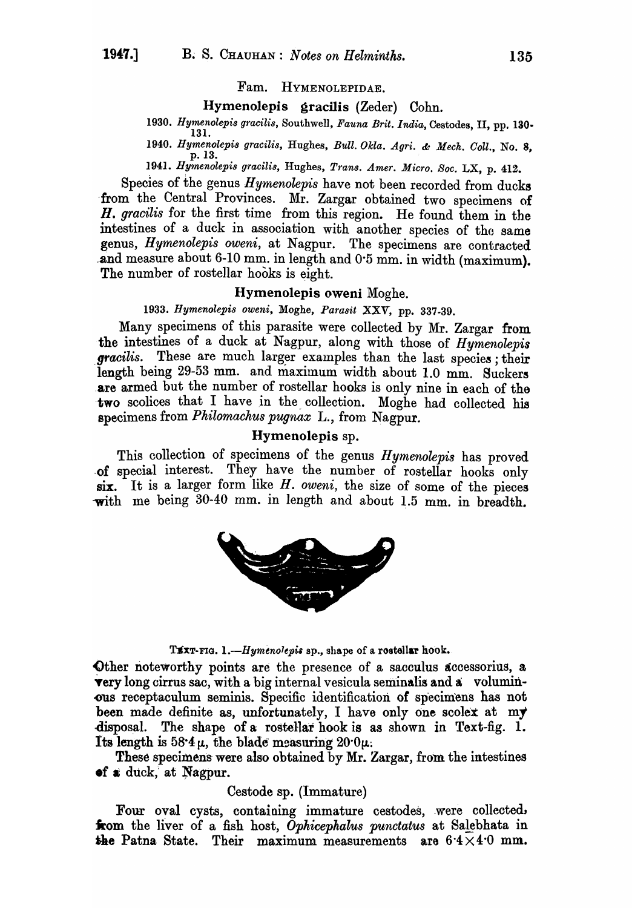Fam. HYMENOLEPIDAE.

### Hymenolepis gracilis (Zeder) Cohn.

1930. *Hymenolepis gracilis*, Southwell, *Fauna Brit. India*, Cestodes, II, pp. 130-131.

1940. *Hymenolepis gracilis*, Hughes, *Bull. Okla. Agri. & Mech. Coll.*, No. 8, p. 13.

1941. *Hymenolepis gracilis*, Hughes, *Trans. Amer. Micro. Soc.* LX, p. 412.

Species of the genus *Hymenolepis* have not been recorded from ducks from the Central Provinces. Mr. Zargar obtained two specimens of *H. gracilis* for the first time from this region. He found them in the intestines of a duck in association with another species of the same genus, *Hymenolepis oweni*, at Nagpur. The specimens are contracted and measure about 6-10 mm. in length and 0·5 mm. in width (maximum). The number of rostellar hooks is eight.

### Hymenolepis oweni Moghe.

1933. *Hymenolepis oweni*, Moghe, *Parasit* XXV, pp. 337-39.

Many specimens of this parasite were collected by Mr. Zargar from the intestines of a duck at Nagpur, along with those of *Hymenolepis gracilis*. These are much larger examples than the last species; their length being 29-53 mm. and maximum width about 1.0 mm. Suckers are armed but the number of rostellar hooks is only nine in each of the two scolices that I have in the collection. Moghe had collected his specimens from *Philomachus pugnax* L., from Nagpur.

### Hymenolepis sp.

This collection of specimens of the genus *Hymenolepis* has proved of special interest. They have the number of rostellar hooks only six. It is a larger form like *H. oweni*, the size of some of the pieces with me being 30-40 mm. in length and about 1.5 mm. in breadth.

TEXT-FIG. 1.—*Hymenolepis* sp., shape of a rostellar hook.

Other noteworthy points are the presence of a sacculus accessorius, a very long cirrus sac, with a big internal vesicula seminalis and a voluminous receptaculum seminis. Specific identification of specimens has not been made definite as, unfortunately, I have only one scolex at my disposal. The shape of a rostellar hook is as shown in Text-fig. 1. Its length is 58·4 μ, the blade measuring 20·0μ.

These specimens were also obtained by Mr. Zargar, from the intestines of a duck, at Nagpur.

### Cestode sp. (Immature)

Four oval cysts, containing immature cestodes, were collected from the liver of a fish host, *Ophicephalus punctatus* at Salebhata in the Patna State. Their maximum measurements are 6·4×4·0 mm.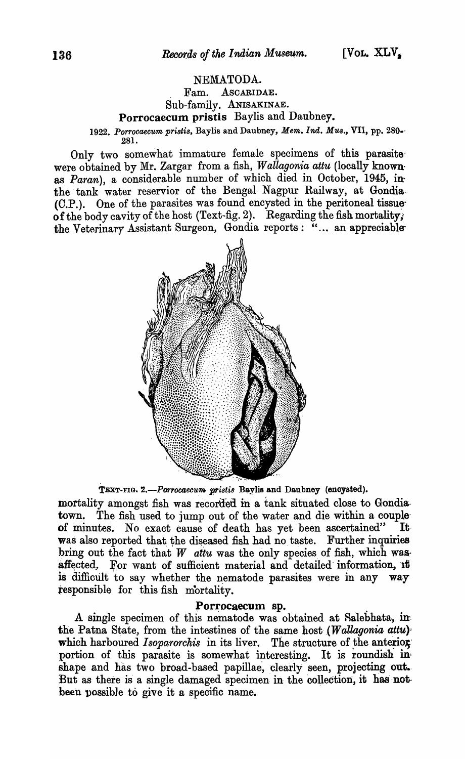## NEMATODA.

### Fam. ASCARIDAE.

### Sub-family. ANISAKINAE.

### Porrocaecum pristis Baylis and Daubney.

1922. *Porrocaecum pristis*, Baylis and Daubney, *Mem. Ind. Mus.*, VII, pp. 280-281.

Only two somewhat immature female specimens of this parasite were obtained by Mr. Zargar from a fish, *Wallagonia attu* (locally known as *Paran*), a considerable number of which died in October, 1945, in the tank water reservior of the Bengal Nagpur Railway, at Gondia (C.P.). One of the parasites was found encysted in the peritoneal tissue of the body cavity of the host (Text-fig. 2). Regarding the fish mortality, the Veterinary Assistant Surgeon, Gondia reports: "... an appreciable mortality amongst fish was recorded in a tank situated close to Gondia town. The fish used to jump out of the water and die within a couple of minutes. No exact cause of death has yet been ascertained" It was also reported that the diseased fish had no taste. Further inquiries bring out the fact that *W attu* was the only species of fish, which was affected. For want of sufficient material and detailed information, it is difficult to say whether the nematode parasites were in any way responsible for this fish mortality.

TEXT-FIG. 2.—*Porrocaecum pristis* Baylis and Daubney (encysted).

### Porrocaecum sp.

A single specimen of this nematode was obtained at Salebhata, in the Patna State, from the intestines of the same host (*Wallagonia attu*) which harboured *Isoparorchis* in its liver. The structure of the anterior portion of this parasite is somewhat interesting. It is roundish in shape and has two broad-based papillae, clearly seen, projecting out. But as there is a single damaged specimen in the collection, it has not been possible to give it a specific name.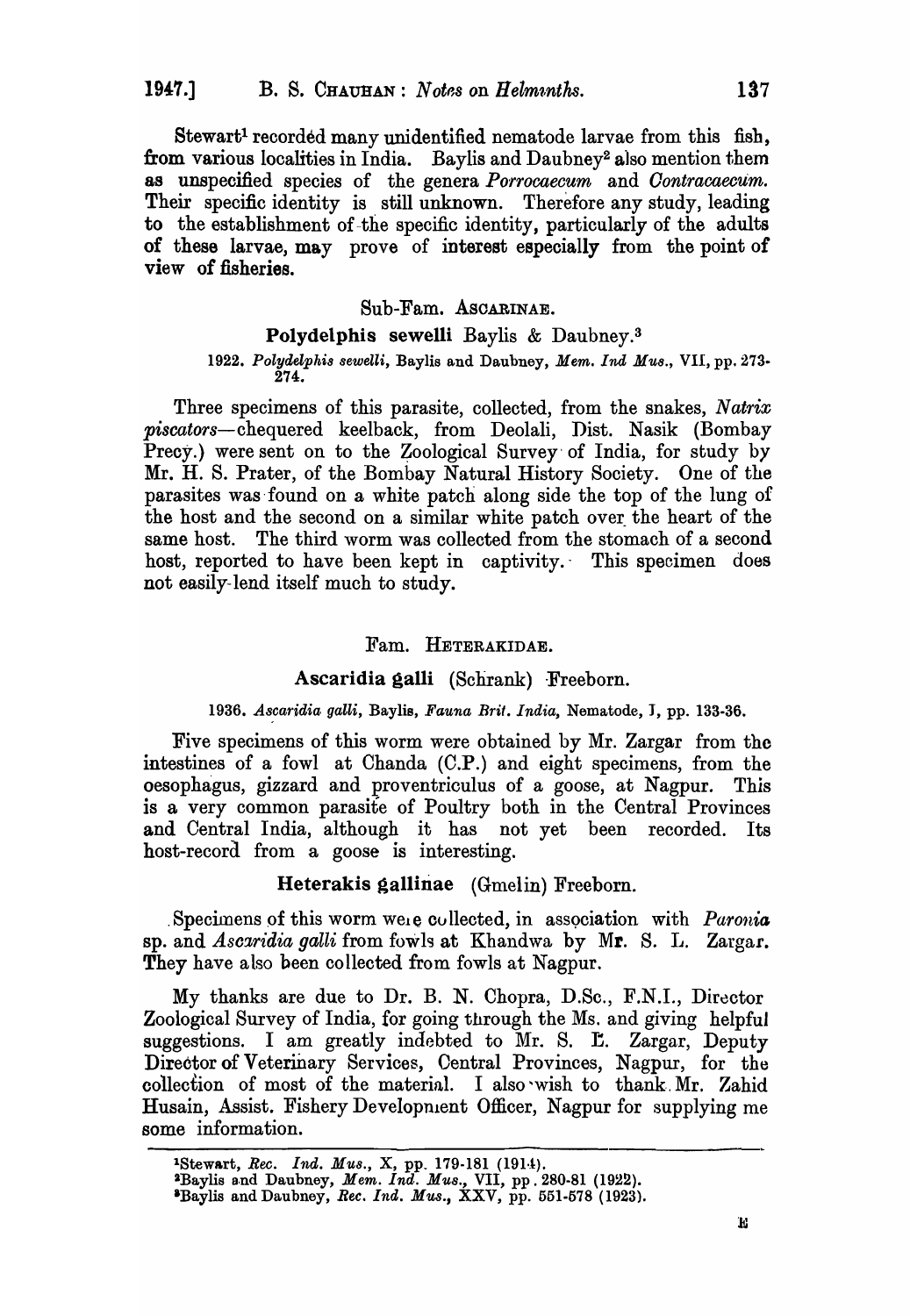Stewart[1] recorded many unidentified nematode larvae from this fish, from various localities in India. Baylis and Daubney[2] also mention them as unspecified species of the genera *Porrocaecum* and *Contracaecum*. Their specific identity is still unknown. Therefore any study, leading to the establishment of the specific identity, particularly of the adults of these larvae, may prove of interest especially from the point of view of fisheries.

## Sub-Fam. ASCARINAE.

### Polydelphis sewelli Baylis & Daubney.[3]

1922. *Polydelphis sewelli*, Baylis and Daubney, *Mem. Ind Mus.*, VII, pp. 273-274.

Three specimens of this parasite, collected, from the snakes, *Natrix piscators*—chequered keelback, from Deolali, Dist. Nasik (Bombay Precy.) were sent on to the Zoological Survey of India, for study by Mr. H. S. Prater, of the Bombay Natural History Society. One of the parasites was found on a white patch along side the top of the lung of the host and the second on a similar white patch over the heart of the same host. The third worm was collected from the stomach of a second host, reported to have been kept in captivity. This specimen does not easily lend itself much to study.

## Fam. HETERAKIDAE.

### Ascaridia galli (Schrank) Freeborn.

1936. *Ascaridia galli*, Baylis, *Fauna Brit. India*, Nematode, I, pp. 133-36.

Five specimens of this worm were obtained by Mr. Zargar from the intestines of a fowl at Chanda (C.P.) and eight specimens, from the oesophagus, gizzard and proventriculus of a goose, at Nagpur. This is a very common parasite of Poultry both in the Central Provinces and Central India, although it has not yet been recorded. Its host-record from a goose is interesting.

### Heterakis gallinae (Gmelin) Freeborn.

Specimens of this worm were collected, in association with *Paronia* sp. and *Ascaridia galli* from fowls at Khandwa by Mr. S. L. Zargar. They have also been collected from fowls at Nagpur.

My thanks are due to Dr. B. N. Chopra, D.Sc., F.N.I., Director Zoological Survey of India, for going through the Ms. and giving helpful suggestions. I am greatly indebted to Mr. S. L. Zargar, Deputy Director of Veterinary Services, Central Provinces, Nagpur, for the collection of most of the material. I also wish to thank Mr. Zahid Husain, Assist. Fishery Development Officer, Nagpur for supplying me some information.

---

[1] Stewart, *Rec. Ind. Mus.*, X, pp. 179-181 (1914).

[2] Baylis and Daubney, *Mem. Ind. Mus.*, VII, pp. 280-81 (1922).

[3] Baylis and Daubney, *Rec. Ind. Mus.*, XXV, pp. 551-578 (1923).